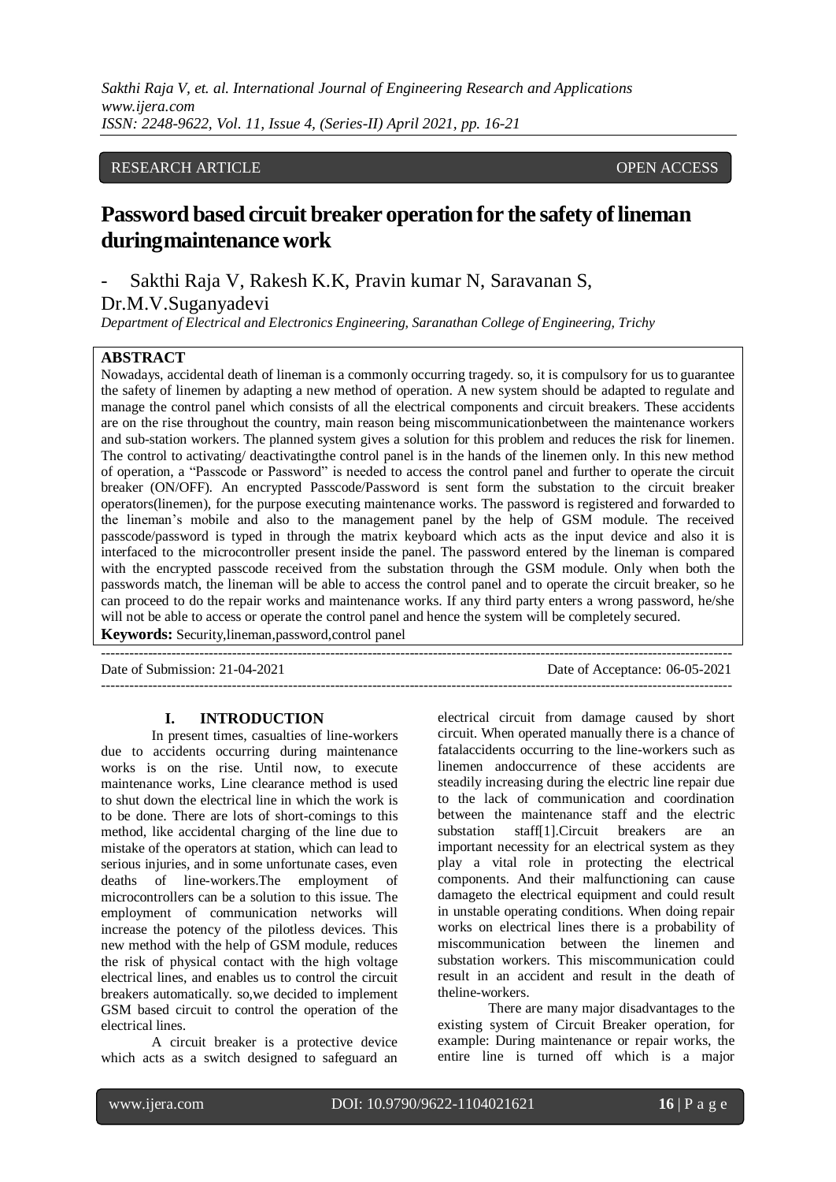RESEARCH ARTICLE OPEN ACCESS

# Password based circuit breaker operation for the safety of lineman during maintenance work

- Sakthi Raja V, Rakesh K.K, Pravin kumar N, Saravanan S, Dr.M.V.Suganyadevi

*Department of Electrical and Electronics Engineering, Saranathan College of Engineering, Trichy*

## ABSTRACT

Nowadays, accidental death of lineman is a commonly occurring tragedy. so, it is compulsory for us to guarantee the safety of linemen by adapting a new method of operation. A new system should be adapted to regulate and manage the control panel which consists of all the electrical components and circuit breakers. These accidents are on the rise throughout the country, main reason being miscommunicationbetween the maintenance workers and sub-station workers. The planned system gives a solution for this problem and reduces the risk for linemen. The control to activating/ deactivatingthe control panel is in the hands of the linemen only. In this new method of operation, a "Passcode or Password" is needed to access the control panel and further to operate the circuit breaker (ON/OFF). An encrypted Passcode/Password is sent form the substation to the circuit breaker operators(linemen), for the purpose executing maintenance works. The password is registered and forwarded to the lineman's mobile and also to the management panel by the help of GSM module. The received passcode/password is typed in through the matrix keyboard which acts as the input device and also it is interfaced to the microcontroller present inside the panel. The password entered by the lineman is compared with the encrypted passcode received from the substation through the GSM module. Only when both the passwords match, the lineman will be able to access the control panel and to operate the circuit breaker, so he can proceed to do the repair works and maintenance works. If any third party enters a wrong password, he/she will not be able to access or operate the control panel and hence the system will be completely secured.

**Keywords:** Security,lineman,password,control panel

---

Date of Submission: 21-04-2021 Date of Acceptance: 06-05-2021

---

## I. INTRODUCTION

In present times, casualties of line-workers due to accidents occurring during maintenance works is on the rise. Until now, to execute maintenance works, Line clearance method is used to shut down the electrical line in which the work is to be done. There are lots of short-comings to this method, like accidental charging of the line due to mistake of the operators at station, which can lead to serious injuries, and in some unfortunate cases, even deaths of line-workers.The employment of microcontrollers can be a solution to this issue. The employment of communication networks will increase the potency of the pilotless devices. This new method with the help of GSM module, reduces the risk of physical contact with the high voltage electrical lines, and enables us to control the circuit breakers automatically. so,we decided to implement GSM based circuit to control the operation of the electrical lines.

A circuit breaker is a protective device which acts as a switch designed to safeguard an electrical circuit from damage caused by short circuit. When operated manually there is a chance of fatalaccidents occurring to the line-workers such as linemen andoccurrence of these accidents are steadily increasing during the electric line repair due to the lack of communication and coordination between the maintenance staff and the electric substation staff[1].Circuit breakers are an important necessity for an electrical system as they play a vital role in protecting the electrical components. And their malfunctioning can cause damageto the electrical equipment and could result in unstable operating conditions. When doing repair works on electrical lines there is a probability of miscommunication between the linemen and substation workers. This miscommunication could result in an accident and result in the death of theline-workers.

There are many major disadvantages to the existing system of Circuit Breaker operation, for example: During maintenance or repair works, the entire line is turned off which is a major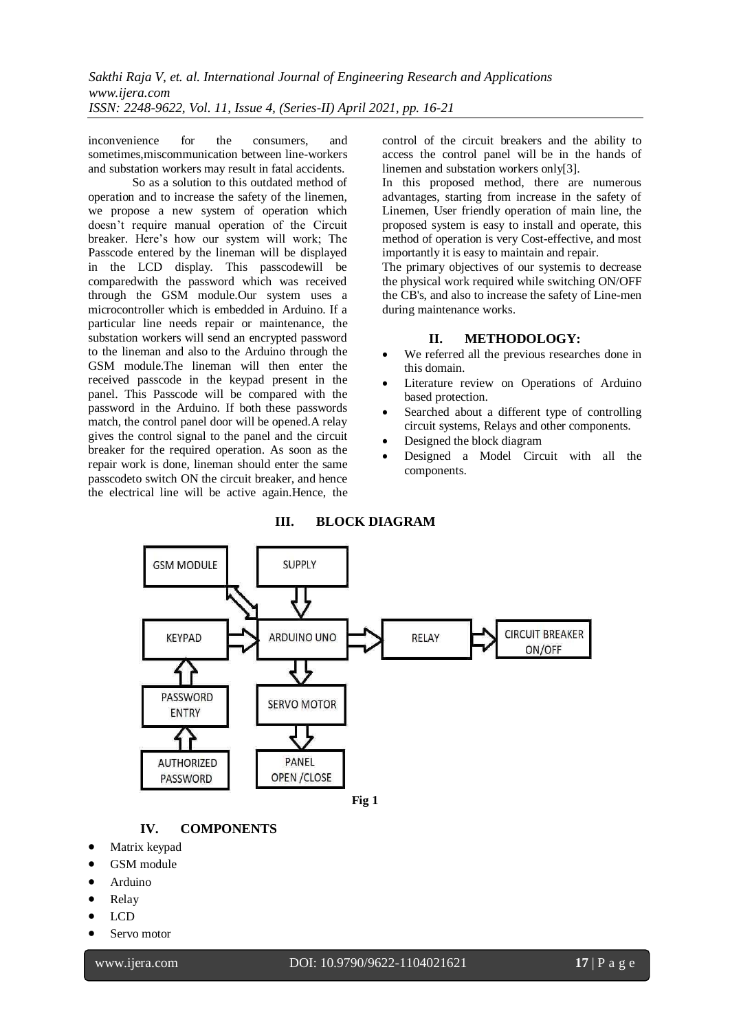inconvenience for the consumers, and sometimes,miscommunication between line-workers and substation workers may result in fatal accidents.

So as a solution to this outdated method of operation and to increase the safety of the linemen, we propose a new system of operation which doesn't require manual operation of the Circuit breaker. Here's how our system will work; The Passcode entered by the lineman will be displayed in the LCD display. This passcodewill be comparedwith the password which was received through the GSM module.Our system uses a microcontroller which is embedded in Arduino. If a particular line needs repair or maintenance, the substation workers will send an encrypted password to the lineman and also to the Arduino through the GSM module.The lineman will then enter the received passcode in the keypad present in the panel. This Passcode will be compared with the password in the Arduino. If both these passwords match, the control panel door will be opened.A relay gives the control signal to the panel and the circuit breaker for the required operation. As soon as the repair work is done, lineman should enter the same passcodeto switch ON the circuit breaker, and hence the electrical line will be active again.Hence, the control of the circuit breakers and the ability to access the control panel will be in the hands of linemen and substation workers only[3].

In this proposed method, there are numerous advantages, starting from increase in the safety of Linemen, User friendly operation of main line, the proposed system is easy to install and operate, this method of operation is very Cost-effective, and most importantly it is easy to maintain and repair.

The primary objectives of our systemis to decrease the physical work required while switching ON/OFF the CB's, and also to increase the safety of Line-men during maintenance works.

## II. METHODOLOGY:

- We referred all the previous researches done in this domain.
- Literature review on Operations of Arduino based protection.
- Searched about a different type of controlling circuit systems, Relays and other components.
- Designed the block diagram
- Designed a Model Circuit with all the components.

## III. BLOCK DIAGRAM

GSM MODULE, SUPPLY, KEYPAD, ARDUINO UNO, RELAY, CIRCUIT BREAKER ON/OFF, PASSWORD ENTRY, SERVO MOTOR, AUTHORIZED PASSWORD, PANEL OPEN /CLOSE

**Fig 1**

## IV. COMPONENTS

- Matrix keypad
- GSM module
- Arduino
- Relay
- LCD
- Servo motor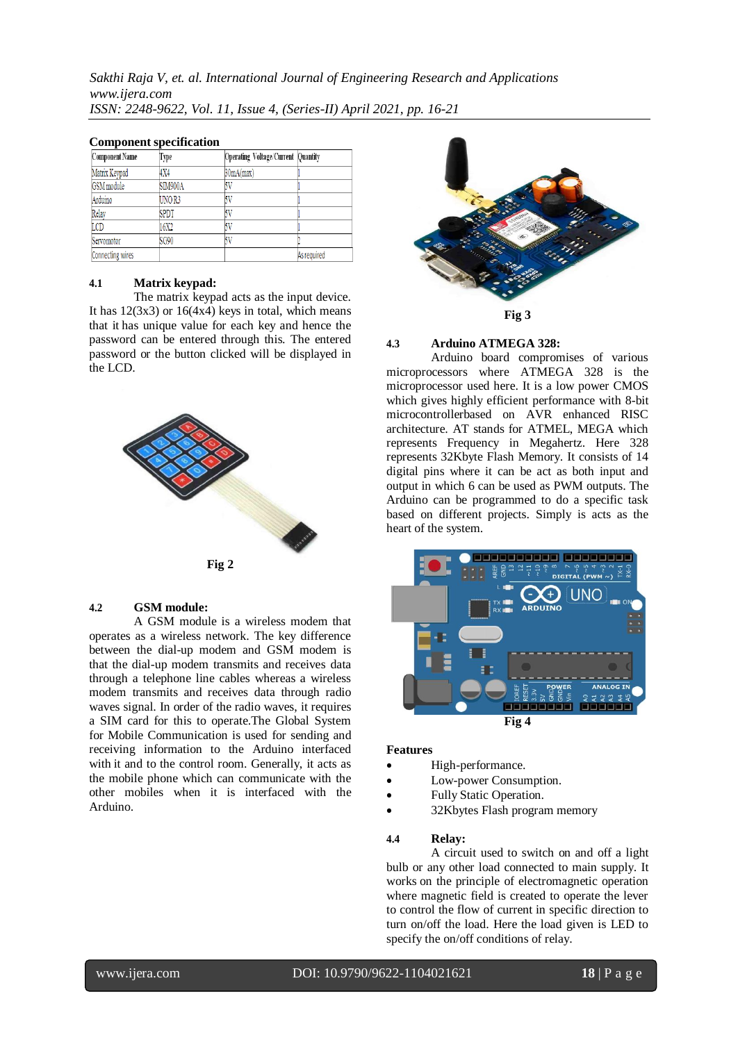**Component specification**

| Component Name | Type | Operating Voltage/Current | Quantity |
|---|---|---|---|
| Matrix Keypad | 4X4 | 30mA(max) | 1 |
| GSM module | SIM900A | 5V | 1 |
| Arduino | UNO R3 | 5V | 1 |
| Relay | SPDT | 5V | 1 |
| LCD | 16X2 | 5V | 1 |
| Servomotor | SG90 | 5V | 2 |
| Connecting wires | | | As required |

### 4.1 Matrix keypad:

The matrix keypad acts as the input device. It has 12(3x3) or 16(4x4) keys in total, which means that it has unique value for each key and hence the password can be entered through this. The entered password or the button clicked will be displayed in the LCD.

Fig 2

### 4.2 GSM module:

A GSM module is a wireless modem that operates as a wireless network. The key difference between the dial-up modem and GSM modem is that the dial-up modem transmits and receives data through a telephone line cables whereas a wireless modem transmits and receives data through radio waves signal. In order of the radio waves, it requires a SIM card for this to operate.The Global System for Mobile Communication is used for sending and receiving information to the Arduino interfaced with it and to the control room. Generally, it acts as the mobile phone which can communicate with the other mobiles when it is interfaced with the Arduino.

Fig 3

### 4.3 Arduino ATMEGA 328:

Arduino board compromises of various microprocessors where ATMEGA 328 is the microprocessor used here. It is a low power CMOS which gives highly efficient performance with 8-bit microcontrollerbased on AVR enhanced RISC architecture. AT stands for ATMEL, MEGA which represents Frequency in Megahertz. Here 328 represents 32Kbyte Flash Memory. It consists of 14 digital pins where it can be act as both input and output in which 6 can be used as PWM outputs. The Arduino can be programmed to do a specific task based on different projects. Simply is acts as the heart of the system.

Fig 4

**Features**

- High-performance.
- Low-power Consumption.
- Fully Static Operation.
- 32Kbytes Flash program memory

### 4.4 Relay:

A circuit used to switch on and off a light bulb or any other load connected to main supply. It works on the principle of electromagnetic operation where magnetic field is created to operate the lever to control the flow of current in specific direction to turn on/off the load. Here the load given is LED to specify the on/off conditions of relay.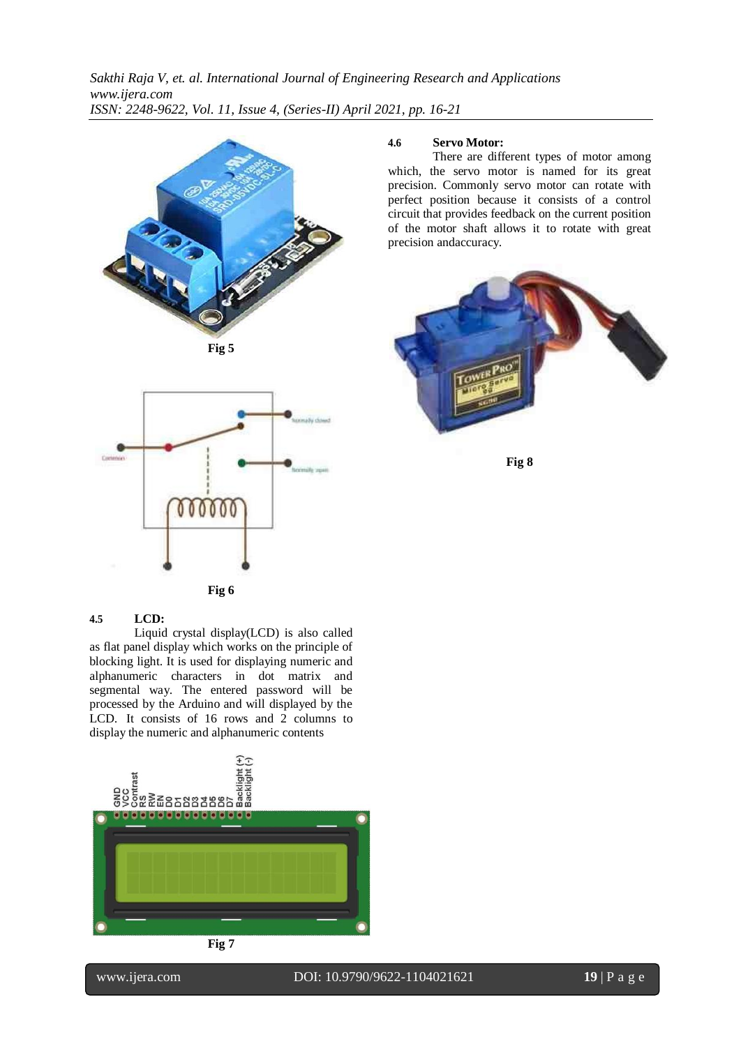Fig 5

Fig 6

### 4.5 LCD:

Liquid crystal display(LCD) is also called as flat panel display which works on the principle of blocking light. It is used for displaying numeric and alphanumeric characters in dot matrix and segmental way. The entered password will be processed by the Arduino and will displayed by the LCD. It consists of 16 rows and 2 columns to display the numeric and alphanumeric contents

Fig 7

### 4.6 Servo Motor:

There are different types of motor among which, the servo motor is named for its great precision. Commonly servo motor can rotate with perfect position because it consists of a control circuit that provides feedback on the current position of the motor shaft allows it to rotate with great precision andaccuracy.

Fig 8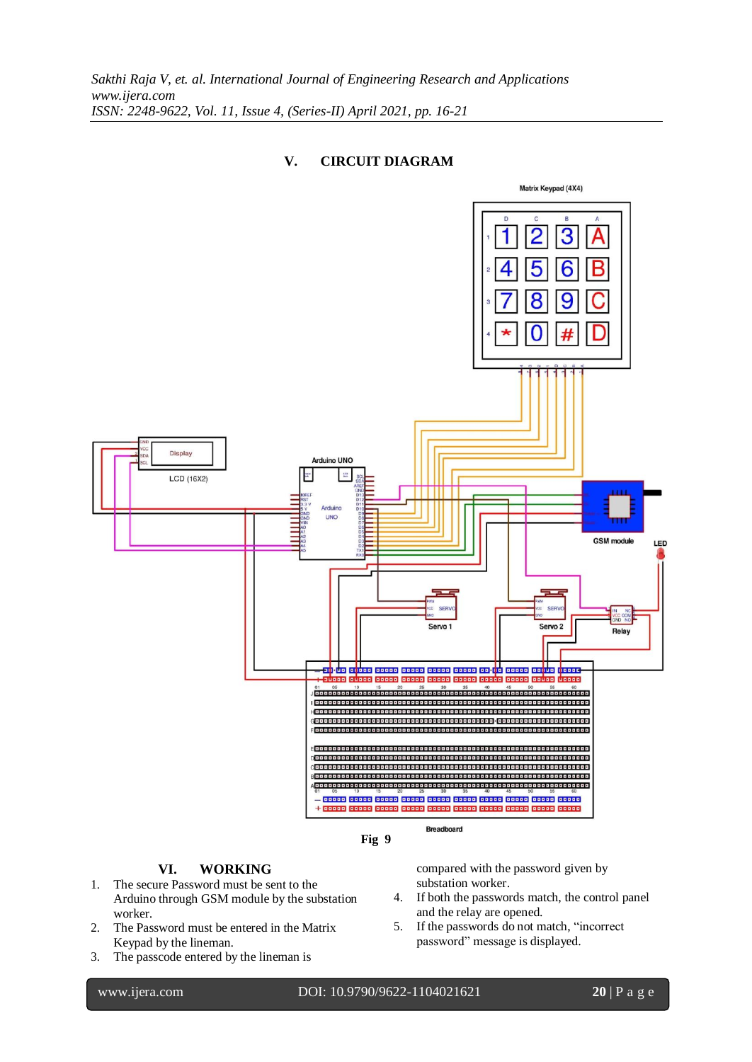## V. CIRCUIT DIAGRAM

Fig 9

## VI. WORKING

1. The secure Password must be sent to the Arduino through GSM module by the substation worker.
2. The Password must be entered in the Matrix Keypad by the lineman.
3. The passcode entered by the lineman is compared with the password given by substation worker.
4. If both the passwords match, the control panel and the relay are opened.
5. If the passwords do not match, "incorrect password" message is displayed.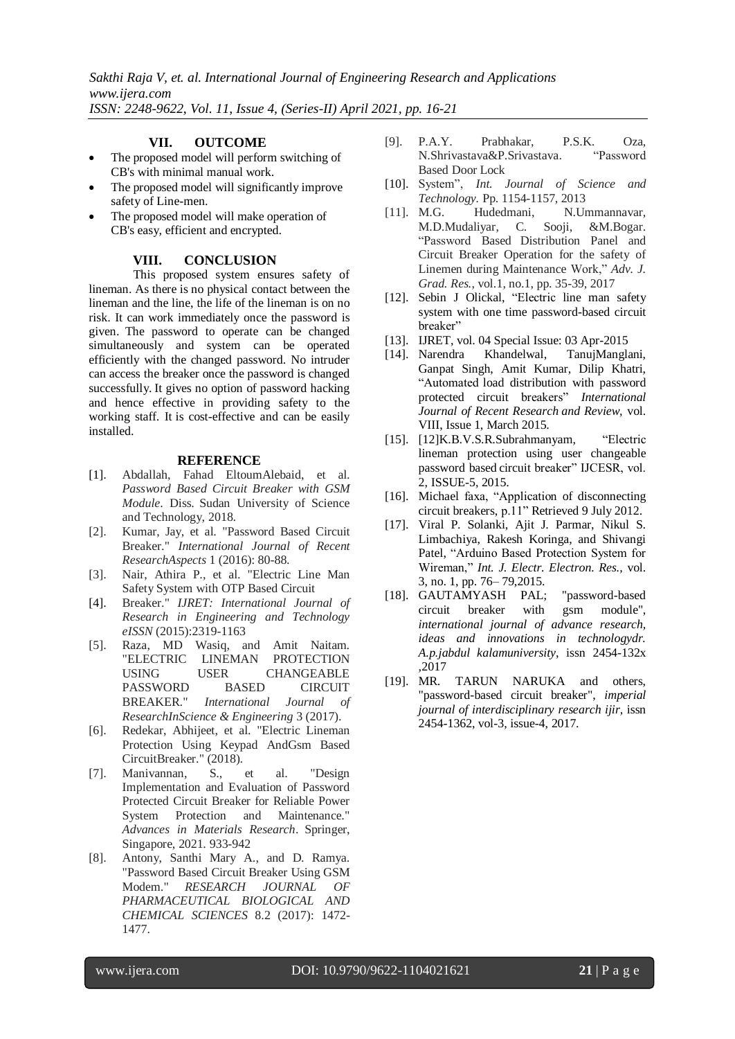## VII. OUTCOME

- The proposed model will perform switching of CB's with minimal manual work.
- The proposed model will significantly improve safety of Line-men.
- The proposed model will make operation of CB's easy, efficient and encrypted.

## VIII. CONCLUSION

This proposed system ensures safety of lineman. As there is no physical contact between the lineman and the line, the life of the lineman is on no risk. It can work immediately once the password is given. The password to operate can be changed simultaneously and system can be operated efficiently with the changed password. No intruder can access the breaker once the password is changed successfully. It gives no option of password hacking and hence effective in providing safety to the working staff. It is cost-effective and can be easily installed.

## REFERENCE

[1]. Abdallah, Fahad EltoumAlebaid, et al. *Password Based Circuit Breaker with GSM Module*. Diss. Sudan University of Science and Technology, 2018.

[2]. Kumar, Jay, et al. "Password Based Circuit Breaker." *International Journal of Recent ResearchAspects* 1 (2016): 80-88.

[3]. Nair, Athira P., et al. "Electric Line Man Safety System with OTP Based Circuit

[4]. Breaker." *IJRET: International Journal of Research in Engineering and Technology eISSN* (2015):2319-1163

[5]. Raza, MD Wasiq, and Amit Naitam. "ELECTRIC LINEMAN PROTECTION USING USER CHANGEABLE PASSWORD BASED CIRCUIT BREAKER." *International Journal of ResearchInScience & Engineering* 3 (2017).

[6]. Redekar, Abhijeet, et al. "Electric Lineman Protection Using Keypad AndGsm Based CircuitBreaker." (2018).

[7]. Manivannan, S., et al. "Design Implementation and Evaluation of Password Protected Circuit Breaker for Reliable Power System Protection and Maintenance." *Advances in Materials Research*. Springer, Singapore, 2021. 933-942

[8]. Antony, Santhi Mary A., and D. Ramya. "Password Based Circuit Breaker Using GSM Modem." *RESEARCH JOURNAL OF PHARMACEUTICAL BIOLOGICAL AND CHEMICAL SCIENCES* 8.2 (2017): 1472-1477.

[9]. P.A.Y. Prabhakar, P.S.K. Oza, N.Shrivastava&P.Srivastava. "Password Based Door Lock

[10]. System", *Int. Journal of Science and Technology*. Pp. 1154-1157, 2013

[11]. M.G. Hudedmani, N.Ummannavar, M.D.Mudaliyar, C. Sooji, &M.Bogar. "Password Based Distribution Panel and Circuit Breaker Operation for the safety of Linemen during Maintenance Work," *Adv. J. Grad. Res.*, vol.1, no.1, pp. 35-39, 2017

[12]. Sebin J Olickal, "Electric line man safety system with one time password-based circuit breaker"

[13]. IJRET, vol. 04 Special Issue: 03 Apr-2015

[14]. Narendra Khandelwal, TanujManglani, Ganpat Singh, Amit Kumar, Dilip Khatri, "Automated load distribution with password protected circuit breakers" *International Journal of Recent Research and Review*, vol. VIII, Issue 1, March 2015.

[15]. [12]K.B.V.S.R.Subrahmanyam, "Electric lineman protection using user changeable password based circuit breaker" IJCESR, vol. 2, ISSUE-5, 2015.

[16]. Michael faxa, "Application of disconnecting circuit breakers, p.11" Retrieved 9 July 2012.

[17]. Viral P. Solanki, Ajit J. Parmar, Nikul S. Limbachiya, Rakesh Koringa, and Shivangi Patel, "Arduino Based Protection System for Wireman," *Int. J. Electr. Electron. Res.*, vol. 3, no. 1, pp. 76– 79,2015.

[18]. GAUTAMYASH PAL; "password-based circuit breaker with gsm module", *international journal of advance research, ideas and innovations in technologydr. A.p.jabdul kalamuniversity*, issn 2454-132x ,2017

[19]. MR. TARUN NARUKA and others, "password-based circuit breaker", *imperial journal of interdisciplinary research ijir*, issn 2454-1362, vol-3, issue-4, 2017.